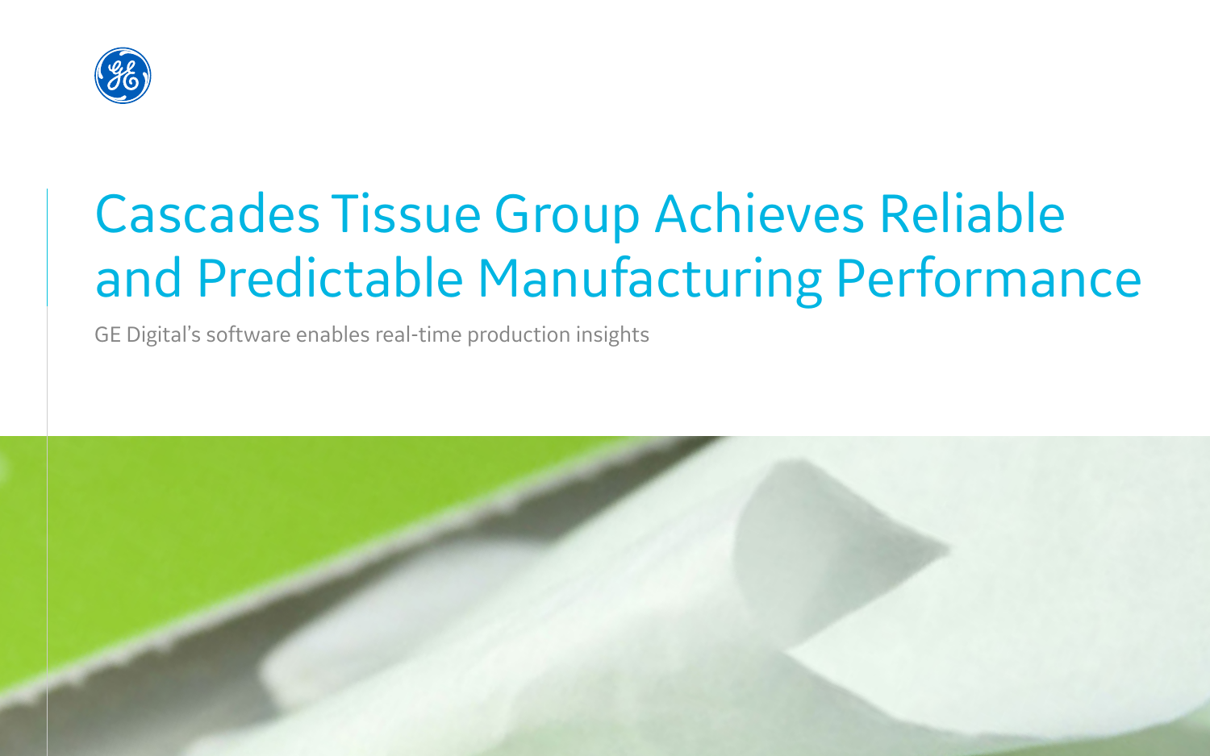# Cascades Tissue Group Achieves Reliable and Predictable Manufacturing Performance

GE Digital's software enables real-time production insights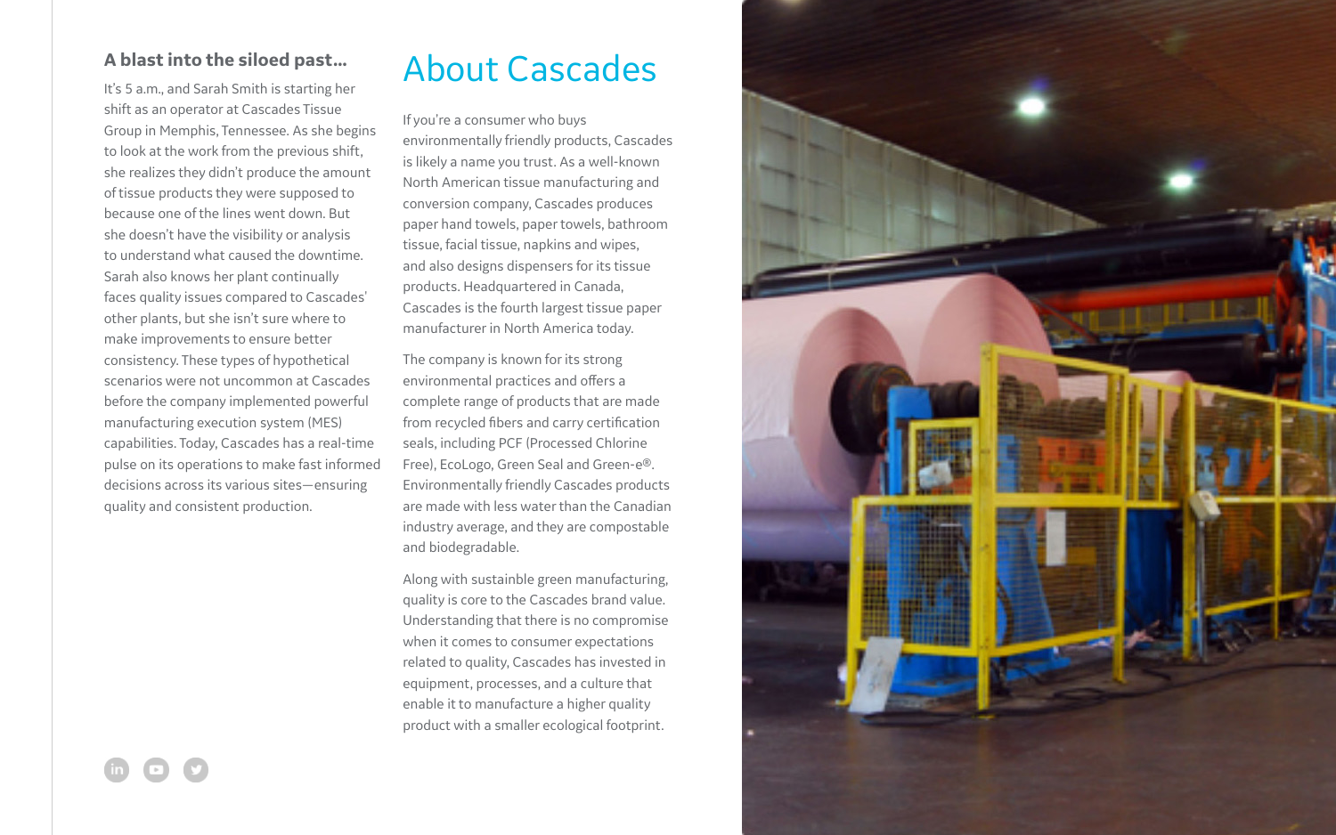### A blast into the siloed past...

It's 5 a.m., and Sarah Smith is starting her shift as an operator at Cascades Tissue Group in Memphis, Tennessee. As she begins to look at the work from the previous shift, she realizes they didn't produce the amount of tissue products they were supposed to because one of the lines went down. But she doesn't have the visibility or analysis to understand what caused the downtime. Sarah also knows her plant continually faces quality issues compared to Cascades' other plants, but she isn't sure where to make improvements to ensure better consistency. These types of hypothetical scenarios were not uncommon at Cascades before the company implemented powerful manufacturing execution system (MES) capabilities. Today, Cascades has a real-time pulse on its operations to make fast informed decisions across its various sites—ensuring quality and consistent production.

## About Cascades

If you're a consumer who buys environmentally friendly products, Cascades is likely a name you trust. As a well-known North American tissue manufacturing and conversion company, Cascades produces paper hand towels, paper towels, bathroom tissue, facial tissue, napkins and wipes, and also designs dispensers for its tissue products. Headquartered in Canada, Cascades is the fourth largest tissue paper manufacturer in North America today.

The company is known for its strong environmental practices and offers a complete range of products that are made from recycled fibers and carry certification seals, including PCF (Processed Chlorine Free), EcoLogo, Green Seal and Green-e®. Environmentally friendly Cascades products are made with less water than the Canadian industry average, and they are compostable and biodegradable.

Along with sustainble green manufacturing, quality is core to the Cascades brand value. Understanding that there is no compromise when it comes to consumer expectations related to quality, Cascades has invested in equipment, processes, and a culture that enable it to manufacture a higher quality product with a smaller ecological footprint.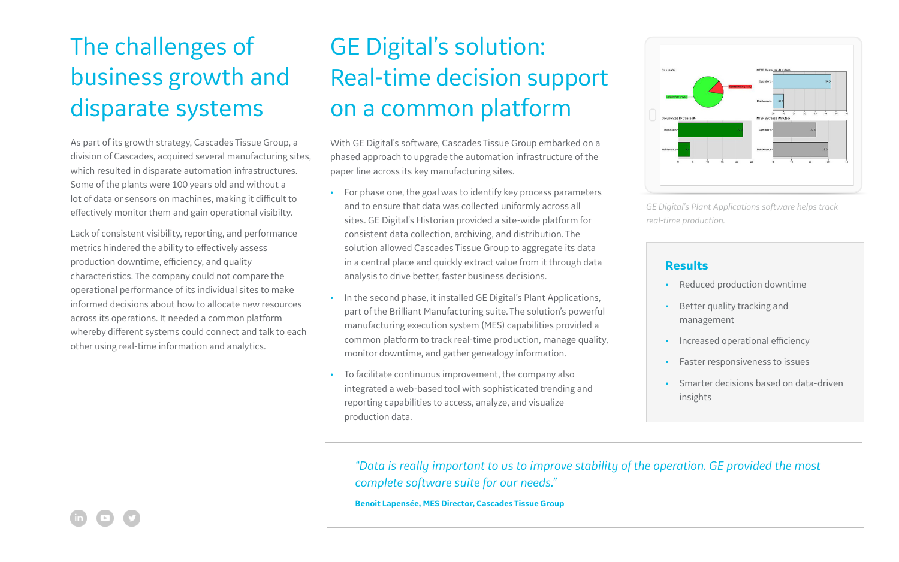# The challenges of business growth and disparate systems

As part of its growth strategy, Cascades Tissue Group, a division of Cascades, acquired several manufacturing sites, which resulted in disparate automation infrastructures. Some of the plants were 100 years old and without a lot of data or sensors on machines, making it difficult to effectively monitor them and gain operational visibilty.

Lack of consistent visibility, reporting, and performance metrics hindered the ability to effectively assess production downtime, efficiency, and quality characteristics. The company could not compare the operational performance of its individual sites to make informed decisions about how to allocate new resources across its operations. It needed a common platform whereby different systems could connect and talk to each other using real-time information and analytics.

# GE Digital's solution: Real-time decision support on a common platform

With GE Digital's software, Cascades Tissue Group embarked on a phased approach to upgrade the automation infrastructure of the paper line across its key manufacturing sites.

- For phase one, the goal was to identify key process parameters and to ensure that data was collected uniformly across all sites. GE Digital's Historian provided a site-wide platform for consistent data collection, archiving, and distribution. The solution allowed Cascades Tissue Group to aggregate its data in a central place and quickly extract value from it through data analysis to drive better, faster business decisions.
- In the second phase, it installed GE Digital's Plant Applications, part of the Brilliant Manufacturing suite. The solution's powerful manufacturing execution system (MES) capabilities provided a common platform to track real-time production, manage quality, monitor downtime, and gather genealogy information.
- To facilitate continuous improvement, the company also integrated a web-based tool with sophisticated trending and reporting capabilities to access, analyze, and visualize production data.

*GE Digital's Plant Applications software helps track real-time production.*

## Results

- Reduced production downtime
- Better quality tracking and management
- Increased operational efficiency
- Faster responsiveness to issues
- Smarter decisions based on data-driven insights

*"Data is really important to us to improve stability of the operation. GE provided the most complete software suite for our needs."*

**Benoit Lapensée, MES Director, Cascades Tissue Group**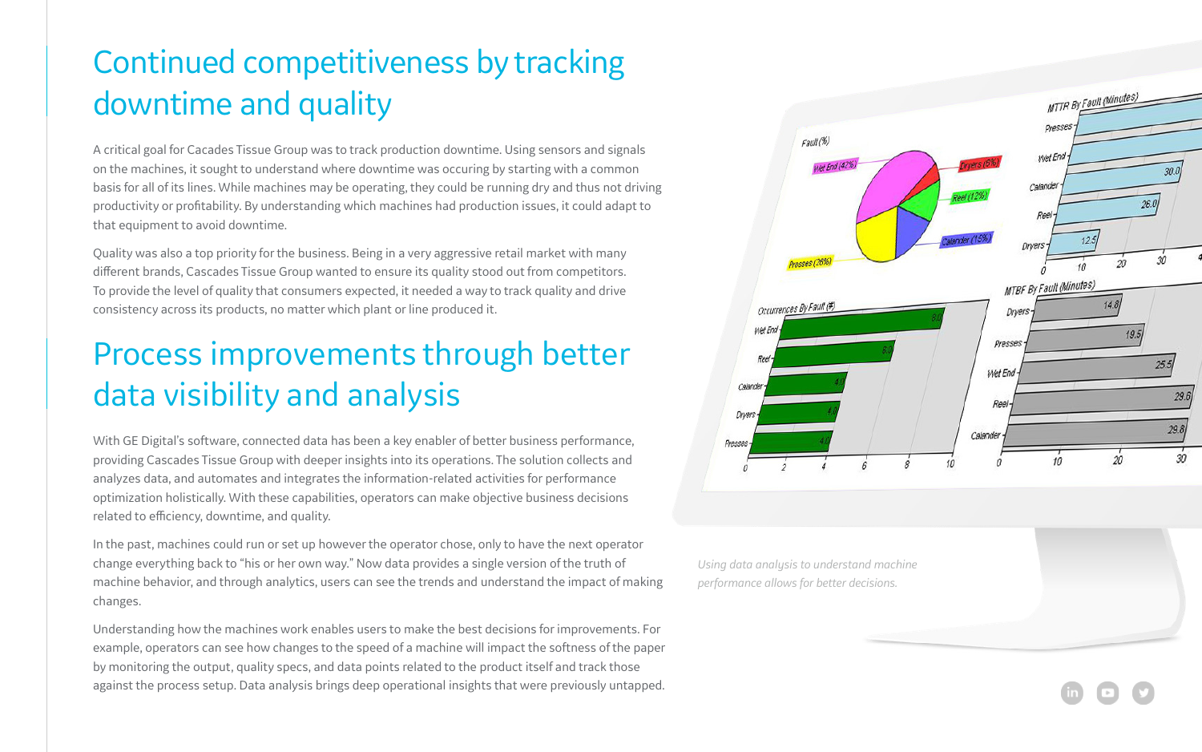# Continued competitiveness by tracking downtime and quality

A critical goal for Cacades Tissue Group was to track production downtime. Using sensors and signals on the machines, it sought to understand where downtime was occuring by starting with a common basis for all of its lines. While machines may be operating, they could be running dry and thus not driving productivity or profitability. By understanding which machines had production issues, it could adapt to that equipment to avoid downtime.

Quality was also a top priority for the business. Being in a very aggressive retail market with many different brands, Cascades Tissue Group wanted to ensure its quality stood out from competitors. To provide the level of quality that consumers expected, it needed a way to track quality and drive consistency across its products, no matter which plant or line produced it.

# Process improvements through better data visibility and analysis

With GE Digital's software, connected data has been a key enabler of better business performance, providing Cascades Tissue Group with deeper insights into its operations. The solution collects and analyzes data, and automates and integrates the information-related activities for performance optimization holistically. With these capabilities, operators can make objective business decisions related to efficiency, downtime, and quality.

In the past, machines could run or set up however the operator chose, only to have the next operator change everything back to "his or her own way." Now data provides a single version of the truth of machine behavior, and through analytics, users can see the trends and understand the impact of making changes.

Understanding how the machines work enables users to make the best decisions for improvements. For example, operators can see how changes to the speed of a machine will impact the softness of the paper by monitoring the output, quality specs, and data points related to the product itself and track those against the process setup. Data analysis brings deep operational insights that were previously untapped.

*Using data analysis to understand machine performance allows for better decisions.*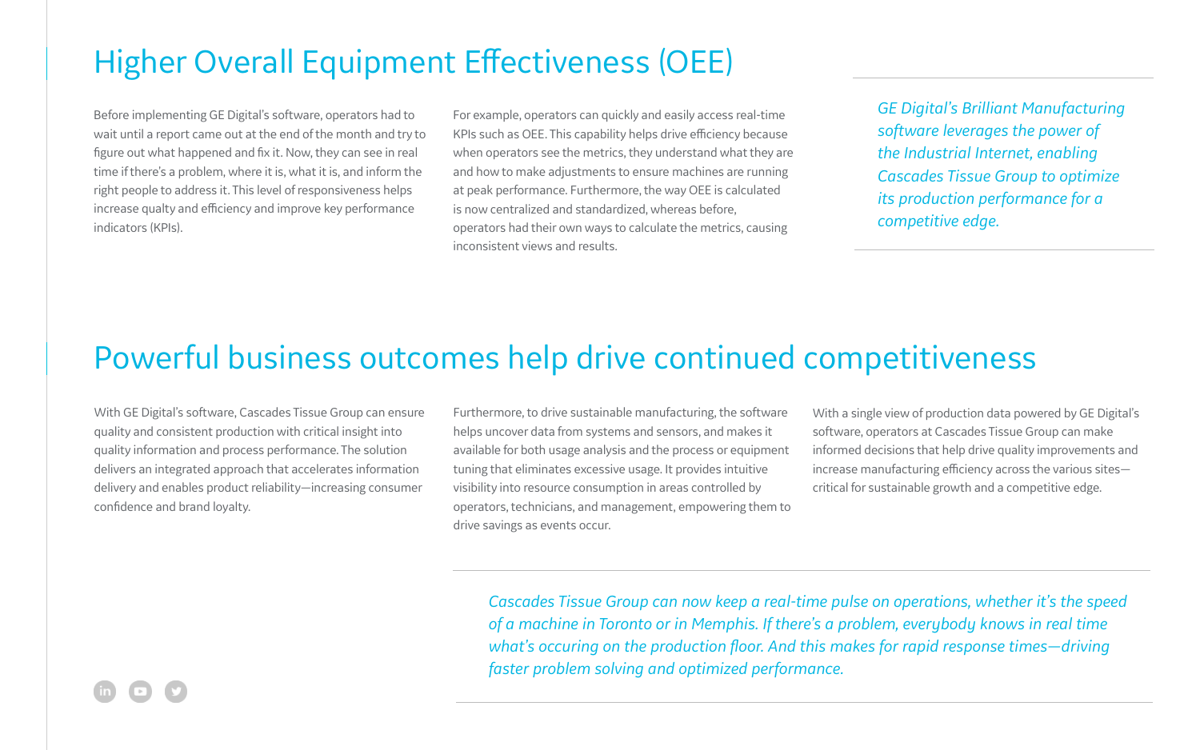## Higher Overall Equipment Effectiveness (OEE)

Before implementing GE Digital's software, operators had to wait until a report came out at the end of the month and try to figure out what happened and fix it. Now, they can see in real time if there's a problem, where it is, what it is, and inform the right people to address it. This level of responsiveness helps increase qualty and efficiency and improve key performance indicators (KPIs).

For example, operators can quickly and easily access real-time KPIs such as OEE. This capability helps drive efficiency because when operators see the metrics, they understand what they are and how to make adjustments to ensure machines are running at peak performance. Furthermore, the way OEE is calculated is now centralized and standardized, whereas before, operators had their own ways to calculate the metrics, causing inconsistent views and results.

*GE Digital's Brilliant Manufacturing software leverages the power of the Industrial Internet, enabling Cascades Tissue Group to optimize its production performance for a competitive edge.*

## Powerful business outcomes help drive continued competitiveness

With GE Digital's software, Cascades Tissue Group can ensure quality and consistent production with critical insight into quality information and process performance. The solution delivers an integrated approach that accelerates information delivery and enables product reliability—increasing consumer confidence and brand loyalty.

Furthermore, to drive sustainable manufacturing, the software helps uncover data from systems and sensors, and makes it available for both usage analysis and the process or equipment tuning that eliminates excessive usage. It provides intuitive visibility into resource consumption in areas controlled by operators, technicians, and management, empowering them to drive savings as events occur.

With a single view of production data powered by GE Digital's software, operators at Cascades Tissue Group can make informed decisions that help drive quality improvements and increase manufacturing efficiency across the various sites—critical for sustainable growth and a competitive edge.

*Cascades Tissue Group can now keep a real-time pulse on operations, whether it's the speed of a machine in Toronto or in Memphis. If there's a problem, everybody knows in real time what's occuring on the production floor. And this makes for rapid response times—driving faster problem solving and optimized performance.*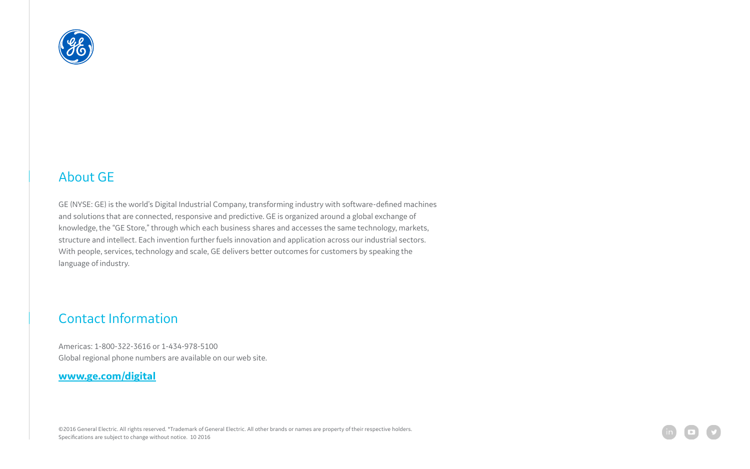## About GE

GE (NYSE: GE) is the world's Digital Industrial Company, transforming industry with software-defined machines and solutions that are connected, responsive and predictive. GE is organized around a global exchange of knowledge, the "GE Store," through which each business shares and accesses the same technology, markets, structure and intellect. Each invention further fuels innovation and application across our industrial sectors. With people, services, technology and scale, GE delivers better outcomes for customers by speaking the language of industry.

## Contact Information

Americas: 1-800-322-3616 or 1-434-978-5100
Global regional phone numbers are available on our web site.

**www.ge.com/digital**

©2016 General Electric. All rights reserved. *Trademark of General Electric. All other brands or names are property of their respective holders.
Specifications are subject to change without notice. 10 2016